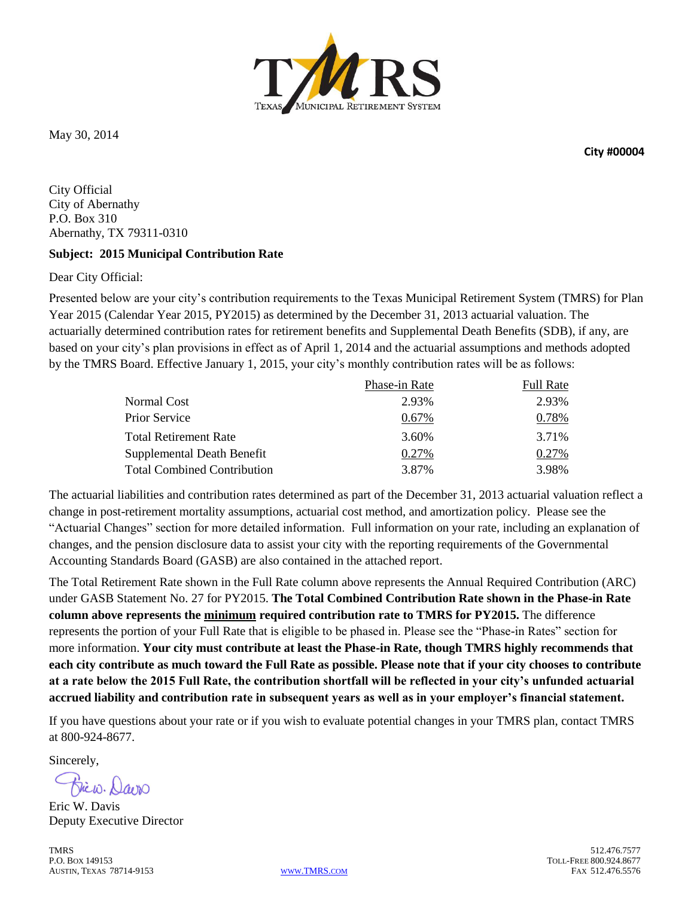TMRS
TEXAS MUNICIPAL RETIREMENT SYSTEM

May 30, 2014

**City #00004**

City Official
City of Abernathy
P.O. Box 310
Abernathy, TX 79311-0310

**Subject: 2015 Municipal Contribution Rate**

Dear City Official:

Presented below are your city's contribution requirements to the Texas Municipal Retirement System (TMRS) for Plan Year 2015 (Calendar Year 2015, PY2015) as determined by the December 31, 2013 actuarial valuation. The actuarially determined contribution rates for retirement benefits and Supplemental Death Benefits (SDB), if any, are based on your city's plan provisions in effect as of April 1, 2014 and the actuarial assumptions and methods adopted by the TMRS Board. Effective January 1, 2015, your city's monthly contribution rates will be as follows:

| | Phase-in Rate | Full Rate |
|---|---|---|
| Normal Cost | 2.93% | 2.93% |
| Prior Service | 0.67% | 0.78% |
| Total Retirement Rate | 3.60% | 3.71% |
| Supplemental Death Benefit | 0.27% | 0.27% |
| Total Combined Contribution | 3.87% | 3.98% |

The actuarial liabilities and contribution rates determined as part of the December 31, 2013 actuarial valuation reflect a change in post-retirement mortality assumptions, actuarial cost method, and amortization policy. Please see the "Actuarial Changes" section for more detailed information. Full information on your rate, including an explanation of changes, and the pension disclosure data to assist your city with the reporting requirements of the Governmental Accounting Standards Board (GASB) are also contained in the attached report.

The Total Retirement Rate shown in the Full Rate column above represents the Annual Required Contribution (ARC) under GASB Statement No. 27 for PY2015. **The Total Combined Contribution Rate shown in the Phase-in Rate column above represents the minimum required contribution rate to TMRS for PY2015.** The difference represents the portion of your Full Rate that is eligible to be phased in. Please see the "Phase-in Rates" section for more information. **Your city must contribute at least the Phase-in Rate, though TMRS highly recommends that each city contribute as much toward the Full Rate as possible. Please note that if your city chooses to contribute at a rate below the 2015 Full Rate, the contribution shortfall will be reflected in your city's unfunded actuarial accrued liability and contribution rate in subsequent years as well as in your employer's financial statement.**

If you have questions about your rate or if you wish to evaluate potential changes in your TMRS plan, contact TMRS at 800-924-8677.

Sincerely,

Eric W. Davis
Deputy Executive Director

TMRS
P.O. Box 149153
Austin, Texas 78714-9153

www.TMRS.com

512.476.7577
Toll-Free 800.924.8677
Fax 512.476.5576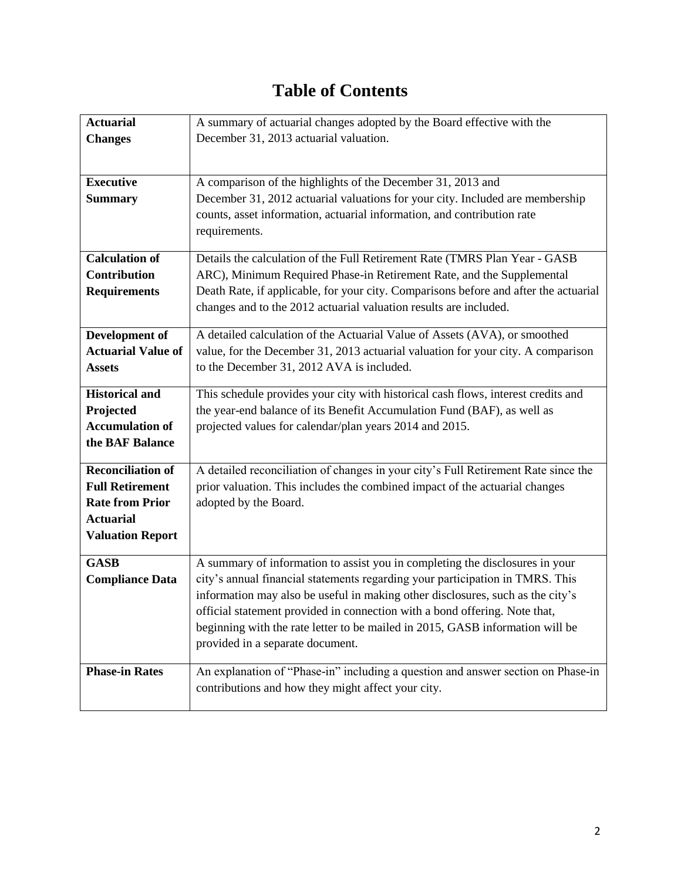# Table of Contents

| | |
|---|---|
| **Actuarial Changes** | A summary of actuarial changes adopted by the Board effective with the December 31, 2013 actuarial valuation. |
| **Executive Summary** | A comparison of the highlights of the December 31, 2013 and December 31, 2012 actuarial valuations for your city. Included are membership counts, asset information, actuarial information, and contribution rate requirements. |
| **Calculation of Contribution Requirements** | Details the calculation of the Full Retirement Rate (TMRS Plan Year - GASB ARC), Minimum Required Phase-in Retirement Rate, and the Supplemental Death Rate, if applicable, for your city. Comparisons before and after the actuarial changes and to the 2012 actuarial valuation results are included. |
| **Development of Actuarial Value of Assets** | A detailed calculation of the Actuarial Value of Assets (AVA), or smoothed value, for the December 31, 2013 actuarial valuation for your city. A comparison to the December 31, 2012 AVA is included. |
| **Historical and Projected Accumulation of the BAF Balance** | This schedule provides your city with historical cash flows, interest credits and the year-end balance of its Benefit Accumulation Fund (BAF), as well as projected values for calendar/plan years 2014 and 2015. |
| **Reconciliation of Full Retirement Rate from Prior Actuarial Valuation Report** | A detailed reconciliation of changes in your city's Full Retirement Rate since the prior valuation. This includes the combined impact of the actuarial changes adopted by the Board. |
| **GASB Compliance Data** | A summary of information to assist you in completing the disclosures in your city's annual financial statements regarding your participation in TMRS. This information may also be useful in making other disclosures, such as the city's official statement provided in connection with a bond offering. Note that, beginning with the rate letter to be mailed in 2015, GASB information will be provided in a separate document. |
| **Phase-in Rates** | An explanation of "Phase-in" including a question and answer section on Phase-in contributions and how they might affect your city. |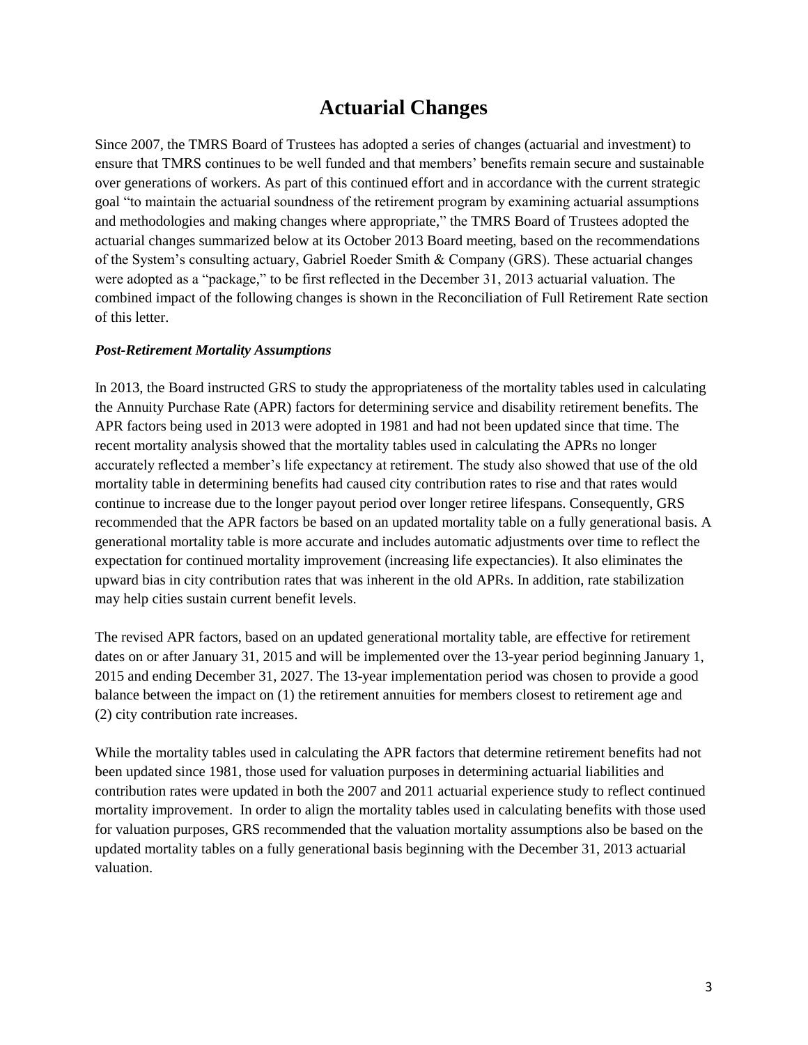# Actuarial Changes

Since 2007, the TMRS Board of Trustees has adopted a series of changes (actuarial and investment) to ensure that TMRS continues to be well funded and that members' benefits remain secure and sustainable over generations of workers. As part of this continued effort and in accordance with the current strategic goal "to maintain the actuarial soundness of the retirement program by examining actuarial assumptions and methodologies and making changes where appropriate," the TMRS Board of Trustees adopted the actuarial changes summarized below at its October 2013 Board meeting, based on the recommendations of the System's consulting actuary, Gabriel Roeder Smith & Company (GRS). These actuarial changes were adopted as a "package," to be first reflected in the December 31, 2013 actuarial valuation. The combined impact of the following changes is shown in the Reconciliation of Full Retirement Rate section of this letter.

***Post-Retirement Mortality Assumptions***

In 2013, the Board instructed GRS to study the appropriateness of the mortality tables used in calculating the Annuity Purchase Rate (APR) factors for determining service and disability retirement benefits. The APR factors being used in 2013 were adopted in 1981 and had not been updated since that time. The recent mortality analysis showed that the mortality tables used in calculating the APRs no longer accurately reflected a member's life expectancy at retirement. The study also showed that use of the old mortality table in determining benefits had caused city contribution rates to rise and that rates would continue to increase due to the longer payout period over longer retiree lifespans. Consequently, GRS recommended that the APR factors be based on an updated mortality table on a fully generational basis. A generational mortality table is more accurate and includes automatic adjustments over time to reflect the expectation for continued mortality improvement (increasing life expectancies). It also eliminates the upward bias in city contribution rates that was inherent in the old APRs. In addition, rate stabilization may help cities sustain current benefit levels.

The revised APR factors, based on an updated generational mortality table, are effective for retirement dates on or after January 31, 2015 and will be implemented over the 13-year period beginning January 1, 2015 and ending December 31, 2027. The 13-year implementation period was chosen to provide a good balance between the impact on (1) the retirement annuities for members closest to retirement age and (2) city contribution rate increases.

While the mortality tables used in calculating the APR factors that determine retirement benefits had not been updated since 1981, those used for valuation purposes in determining actuarial liabilities and contribution rates were updated in both the 2007 and 2011 actuarial experience study to reflect continued mortality improvement. In order to align the mortality tables used in calculating benefits with those used for valuation purposes, GRS recommended that the valuation mortality assumptions also be based on the updated mortality tables on a fully generational basis beginning with the December 31, 2013 actuarial valuation.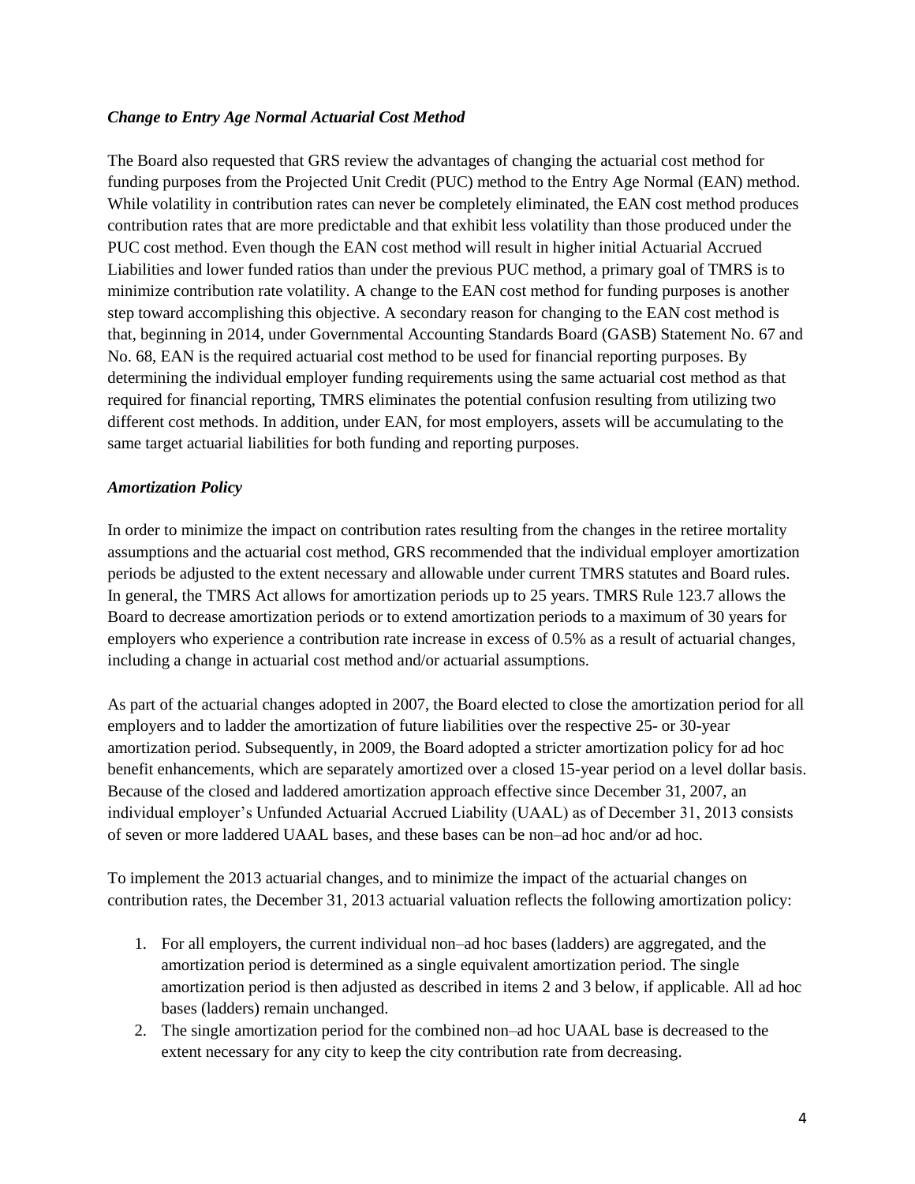### *Change to Entry Age Normal Actuarial Cost Method*

The Board also requested that GRS review the advantages of changing the actuarial cost method for funding purposes from the Projected Unit Credit (PUC) method to the Entry Age Normal (EAN) method. While volatility in contribution rates can never be completely eliminated, the EAN cost method produces contribution rates that are more predictable and that exhibit less volatility than those produced under the PUC cost method. Even though the EAN cost method will result in higher initial Actuarial Accrued Liabilities and lower funded ratios than under the previous PUC method, a primary goal of TMRS is to minimize contribution rate volatility. A change to the EAN cost method for funding purposes is another step toward accomplishing this objective. A secondary reason for changing to the EAN cost method is that, beginning in 2014, under Governmental Accounting Standards Board (GASB) Statement No. 67 and No. 68, EAN is the required actuarial cost method to be used for financial reporting purposes. By determining the individual employer funding requirements using the same actuarial cost method as that required for financial reporting, TMRS eliminates the potential confusion resulting from utilizing two different cost methods. In addition, under EAN, for most employers, assets will be accumulating to the same target actuarial liabilities for both funding and reporting purposes.

### *Amortization Policy*

In order to minimize the impact on contribution rates resulting from the changes in the retiree mortality assumptions and the actuarial cost method, GRS recommended that the individual employer amortization periods be adjusted to the extent necessary and allowable under current TMRS statutes and Board rules. In general, the TMRS Act allows for amortization periods up to 25 years. TMRS Rule 123.7 allows the Board to decrease amortization periods or to extend amortization periods to a maximum of 30 years for employers who experience a contribution rate increase in excess of 0.5% as a result of actuarial changes, including a change in actuarial cost method and/or actuarial assumptions.

As part of the actuarial changes adopted in 2007, the Board elected to close the amortization period for all employers and to ladder the amortization of future liabilities over the respective 25- or 30-year amortization period. Subsequently, in 2009, the Board adopted a stricter amortization policy for ad hoc benefit enhancements, which are separately amortized over a closed 15-year period on a level dollar basis. Because of the closed and laddered amortization approach effective since December 31, 2007, an individual employer's Unfunded Actuarial Accrued Liability (UAAL) as of December 31, 2013 consists of seven or more laddered UAAL bases, and these bases can be non–ad hoc and/or ad hoc.

To implement the 2013 actuarial changes, and to minimize the impact of the actuarial changes on contribution rates, the December 31, 2013 actuarial valuation reflects the following amortization policy:

1. For all employers, the current individual non–ad hoc bases (ladders) are aggregated, and the amortization period is determined as a single equivalent amortization period. The single amortization period is then adjusted as described in items 2 and 3 below, if applicable. All ad hoc bases (ladders) remain unchanged.
2. The single amortization period for the combined non–ad hoc UAAL base is decreased to the extent necessary for any city to keep the city contribution rate from decreasing.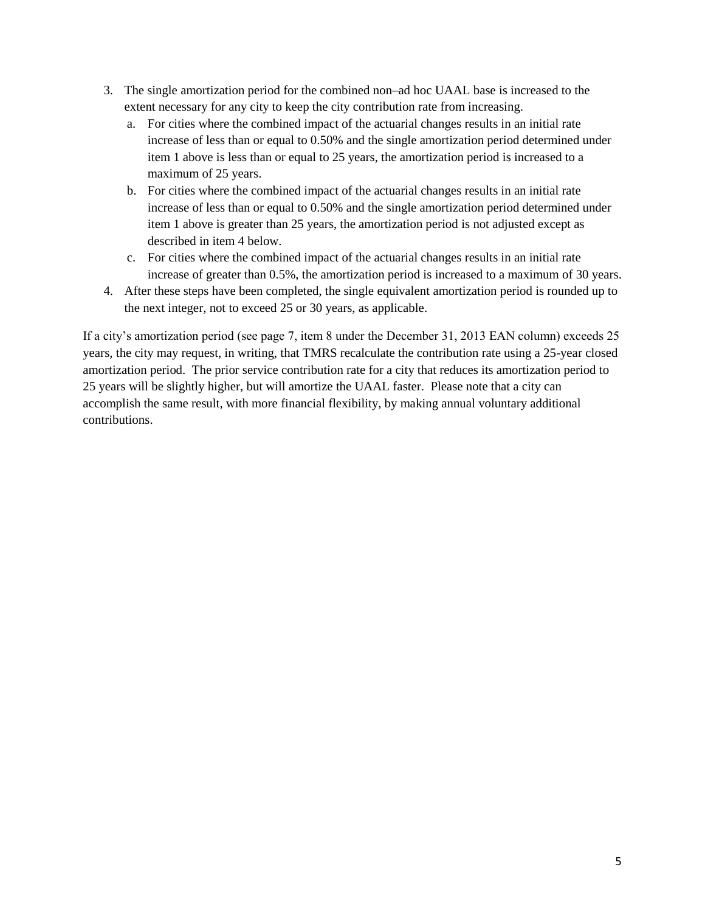3. The single amortization period for the combined non–ad hoc UAAL base is increased to the extent necessary for any city to keep the city contribution rate from increasing.
   a. For cities where the combined impact of the actuarial changes results in an initial rate increase of less than or equal to 0.50% and the single amortization period determined under item 1 above is less than or equal to 25 years, the amortization period is increased to a maximum of 25 years.
   b. For cities where the combined impact of the actuarial changes results in an initial rate increase of less than or equal to 0.50% and the single amortization period determined under item 1 above is greater than 25 years, the amortization period is not adjusted except as described in item 4 below.
   c. For cities where the combined impact of the actuarial changes results in an initial rate increase of greater than 0.5%, the amortization period is increased to a maximum of 30 years.
4. After these steps have been completed, the single equivalent amortization period is rounded up to the next integer, not to exceed 25 or 30 years, as applicable.

If a city's amortization period (see page 7, item 8 under the December 31, 2013 EAN column) exceeds 25 years, the city may request, in writing, that TMRS recalculate the contribution rate using a 25-year closed amortization period. The prior service contribution rate for a city that reduces its amortization period to 25 years will be slightly higher, but will amortize the UAAL faster. Please note that a city can accomplish the same result, with more financial flexibility, by making annual voluntary additional contributions.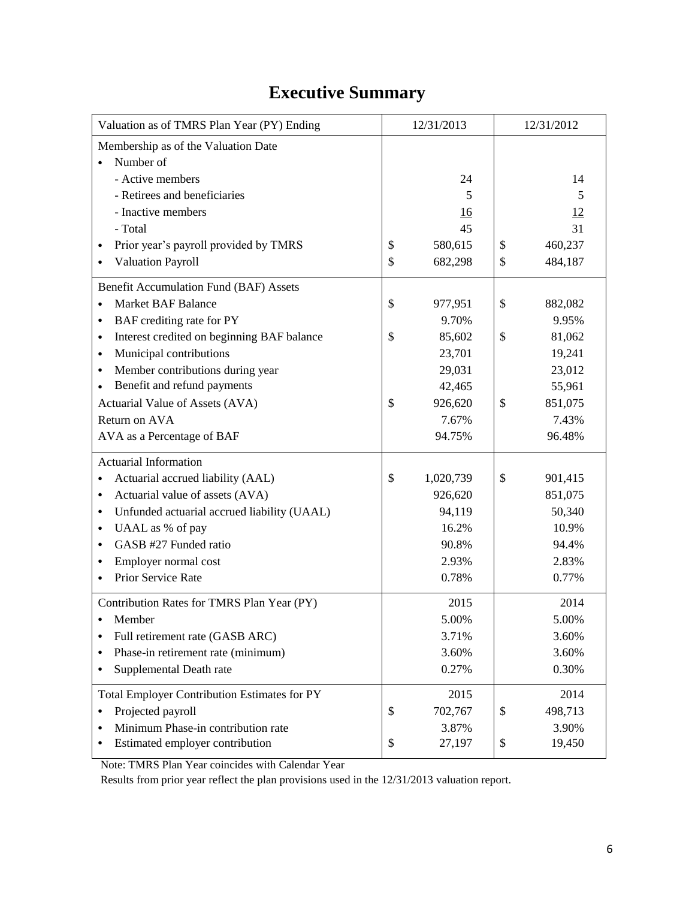# Executive Summary

| Valuation as of TMRS Plan Year (PY) Ending | 12/31/2013 | 12/31/2012 |
|---|---|---|
| Membership as of the Valuation Date | | |
| • Number of | | |
| - Active members | 24 | 14 |
| - Retirees and beneficiaries | 5 | 5 |
| - Inactive members | 16 | 12 |
| - Total | 45 | 31 |
| • Prior year's payroll provided by TMRS | $ 580,615 | $ 460,237 |
| • Valuation Payroll | $ 682,298 | $ 484,187 |
| Benefit Accumulation Fund (BAF) Assets | | |
| • Market BAF Balance | $ 977,951 | $ 882,082 |
| • BAF crediting rate for PY | 9.70% | 9.95% |
| • Interest credited on beginning BAF balance | $ 85,602 | $ 81,062 |
| • Municipal contributions | 23,701 | 19,241 |
| • Member contributions during year | 29,031 | 23,012 |
| • Benefit and refund payments | 42,465 | 55,961 |
| Actuarial Value of Assets (AVA) | $ 926,620 | $ 851,075 |
| Return on AVA | 7.67% | 7.43% |
| AVA as a Percentage of BAF | 94.75% | 96.48% |
| Actuarial Information | | |
| • Actuarial accrued liability (AAL) | $ 1,020,739 | $ 901,415 |
| • Actuarial value of assets (AVA) | 926,620 | 851,075 |
| • Unfunded actuarial accrued liability (UAAL) | 94,119 | 50,340 |
| • UAAL as % of pay | 16.2% | 10.9% |
| • GASB #27 Funded ratio | 90.8% | 94.4% |
| • Employer normal cost | 2.93% | 2.83% |
| • Prior Service Rate | 0.78% | 0.77% |
| Contribution Rates for TMRS Plan Year (PY) | 2015 | 2014 |
| • Member | 5.00% | 5.00% |
| • Full retirement rate (GASB ARC) | 3.71% | 3.60% |
| • Phase-in retirement rate (minimum) | 3.60% | 3.60% |
| • Supplemental Death rate | 0.27% | 0.30% |
| Total Employer Contribution Estimates for PY | 2015 | 2014 |
| • Projected payroll | $ 702,767 | $ 498,713 |
| • Minimum Phase-in contribution rate | 3.87% | 3.90% |
| • Estimated employer contribution | $ 27,197 | $ 19,450 |

Note: TMRS Plan Year coincides with Calendar Year

Results from prior year reflect the plan provisions used in the 12/31/2013 valuation report.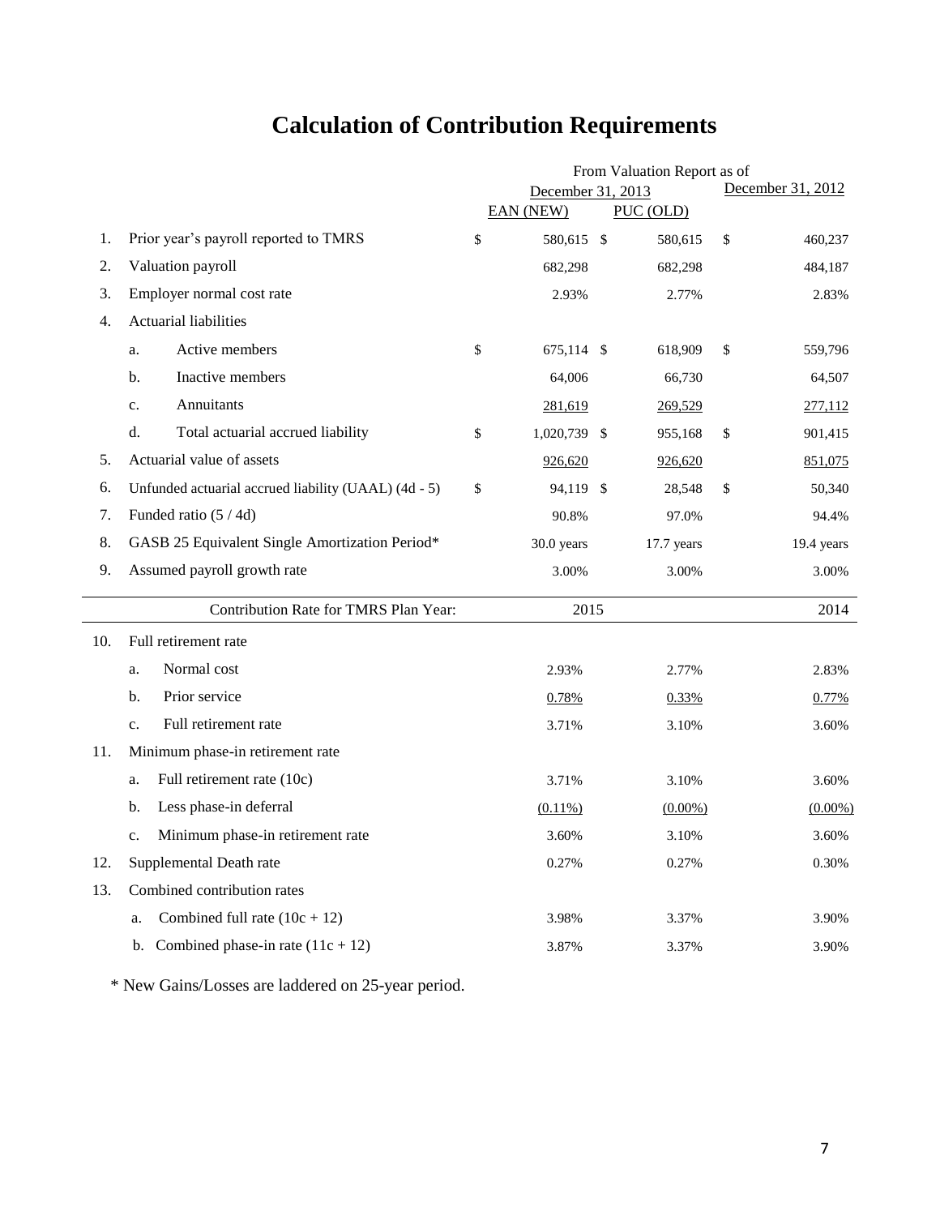# Calculation of Contribution Requirements

| | | From Valuation Report as of | | |
|---|---|---|---|---|
| | | December 31, 2013 | | December 31, 2012 |
| | | EAN (NEW) | PUC (OLD) | |
| 1. | Prior year's payroll reported to TMRS | $ 580,615 | $ 580,615 | $ 460,237 |
| 2. | Valuation payroll | 682,298 | 682,298 | 484,187 |
| 3. | Employer normal cost rate | 2.93% | 2.77% | 2.83% |
| 4. | Actuarial liabilities | | | |
| | a. Active members | $ 675,114 | $ 618,909 | $ 559,796 |
| | b. Inactive members | 64,006 | 66,730 | 64,507 |
| | c. Annuitants | 281,619 | 269,529 | 277,112 |
| | d. Total actuarial accrued liability | $ 1,020,739 | $ 955,168 | $ 901,415 |
| 5. | Actuarial value of assets | 926,620 | 926,620 | 851,075 |
| 6. | Unfunded actuarial accrued liability (UAAL) (4d - 5) | $ 94,119 | $ 28,548 | $ 50,340 |
| 7. | Funded ratio (5 / 4d) | 90.8% | 97.0% | 94.4% |
| 8. | GASB 25 Equivalent Single Amortization Period* | 30.0 years | 17.7 years | 19.4 years |
| 9. | Assumed payroll growth rate | 3.00% | 3.00% | 3.00% |
| | Contribution Rate for TMRS Plan Year: | 2015 | | 2014 |
| 10. | Full retirement rate | | | |
| | a. Normal cost | 2.93% | 2.77% | 2.83% |
| | b. Prior service | 0.78% | 0.33% | 0.77% |
| | c. Full retirement rate | 3.71% | 3.10% | 3.60% |
| 11. | Minimum phase-in retirement rate | | | |
| | a. Full retirement rate (10c) | 3.71% | 3.10% | 3.60% |
| | b. Less phase-in deferral | (0.11%) | (0.00%) | (0.00%) |
| | c. Minimum phase-in retirement rate | 3.60% | 3.10% | 3.60% |
| 12. | Supplemental Death rate | 0.27% | 0.27% | 0.30% |
| 13. | Combined contribution rates | | | |
| | a. Combined full rate (10c + 12) | 3.98% | 3.37% | 3.90% |
| | b. Combined phase-in rate (11c + 12) | 3.87% | 3.37% | 3.90% |

* New Gains/Losses are laddered on 25-year period.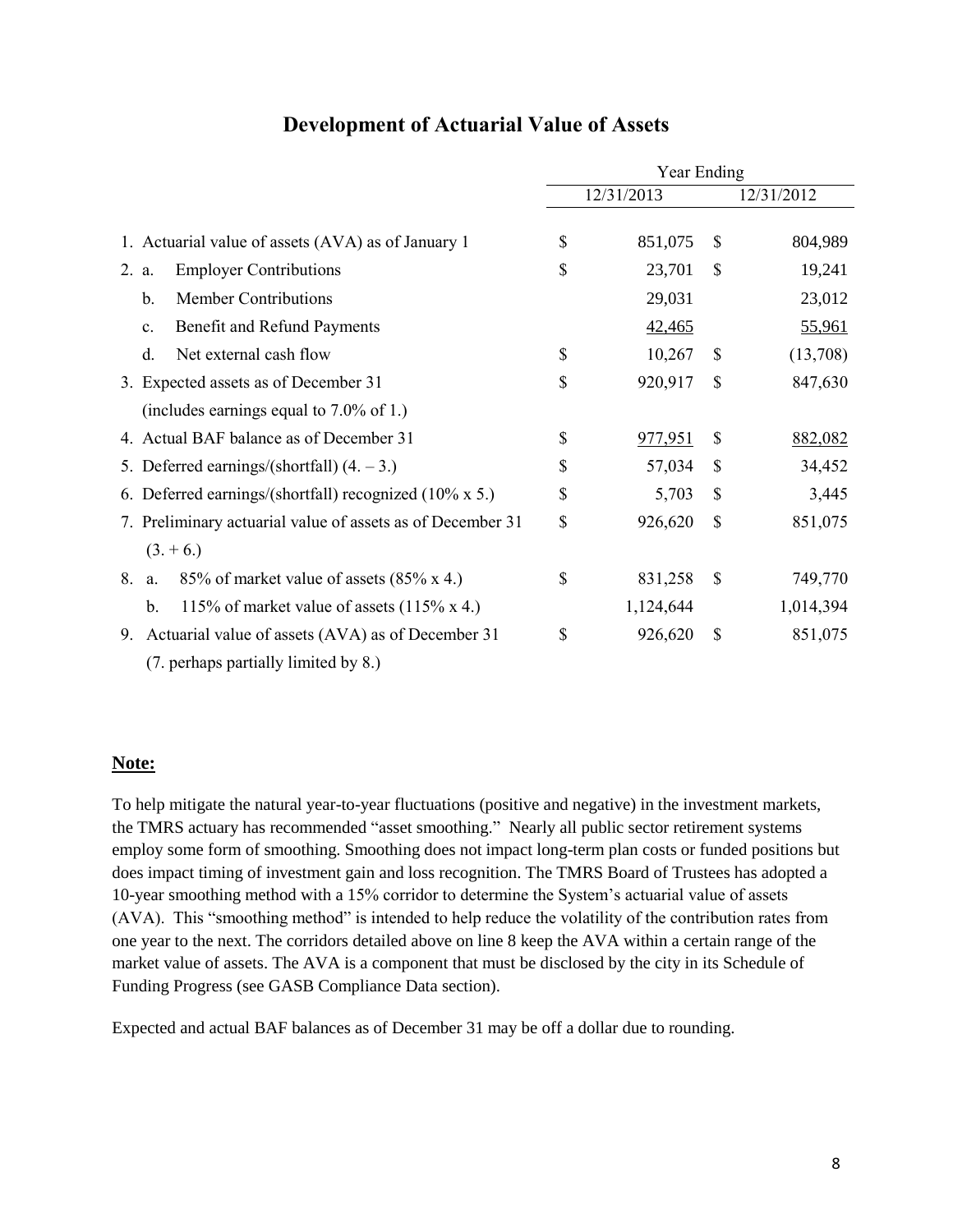# Development of Actuarial Value of Assets

| | | Year Ending | | | |
|---|---|---|---|---|---|
| | | 12/31/2013 | | 12/31/2012 | |
| 1. | Actuarial value of assets (AVA) as of January 1 | $ | 851,075 | $ | 804,989 |
| 2. a. | Employer Contributions | $ | 23,701 | $ | 19,241 |
| b. | Member Contributions | | 29,031 | | 23,012 |
| c. | Benefit and Refund Payments | | 42,465 | | 55,961 |
| d. | Net external cash flow | $ | 10,267 | $ | (13,708) |
| 3. | Expected assets as of December 31 (includes earnings equal to 7.0% of 1.) | $ | 920,917 | $ | 847,630 |
| 4. | Actual BAF balance as of December 31 | $ | 977,951 | $ | 882,082 |
| 5. | Deferred earnings/(shortfall) (4. – 3.) | $ | 57,034 | $ | 34,452 |
| 6. | Deferred earnings/(shortfall) recognized (10% x 5.) | $ | 5,703 | $ | 3,445 |
| 7. | Preliminary actuarial value of assets as of December 31 (3. + 6.) | $ | 926,620 | $ | 851,075 |
| 8. a. | 85% of market value of assets (85% x 4.) | $ | 831,258 | $ | 749,770 |
| b. | 115% of market value of assets (115% x 4.) | | 1,124,644 | | 1,014,394 |
| 9. | Actuarial value of assets (AVA) as of December 31 (7. perhaps partially limited by 8.) | $ | 926,620 | $ | 851,075 |

**Note:**

To help mitigate the natural year-to-year fluctuations (positive and negative) in the investment markets, the TMRS actuary has recommended "asset smoothing." Nearly all public sector retirement systems employ some form of smoothing. Smoothing does not impact long-term plan costs or funded positions but does impact timing of investment gain and loss recognition. The TMRS Board of Trustees has adopted a 10-year smoothing method with a 15% corridor to determine the System's actuarial value of assets (AVA). This "smoothing method" is intended to help reduce the volatility of the contribution rates from one year to the next. The corridors detailed above on line 8 keep the AVA within a certain range of the market value of assets. The AVA is a component that must be disclosed by the city in its Schedule of Funding Progress (see GASB Compliance Data section).

Expected and actual BAF balances as of December 31 may be off a dollar due to rounding.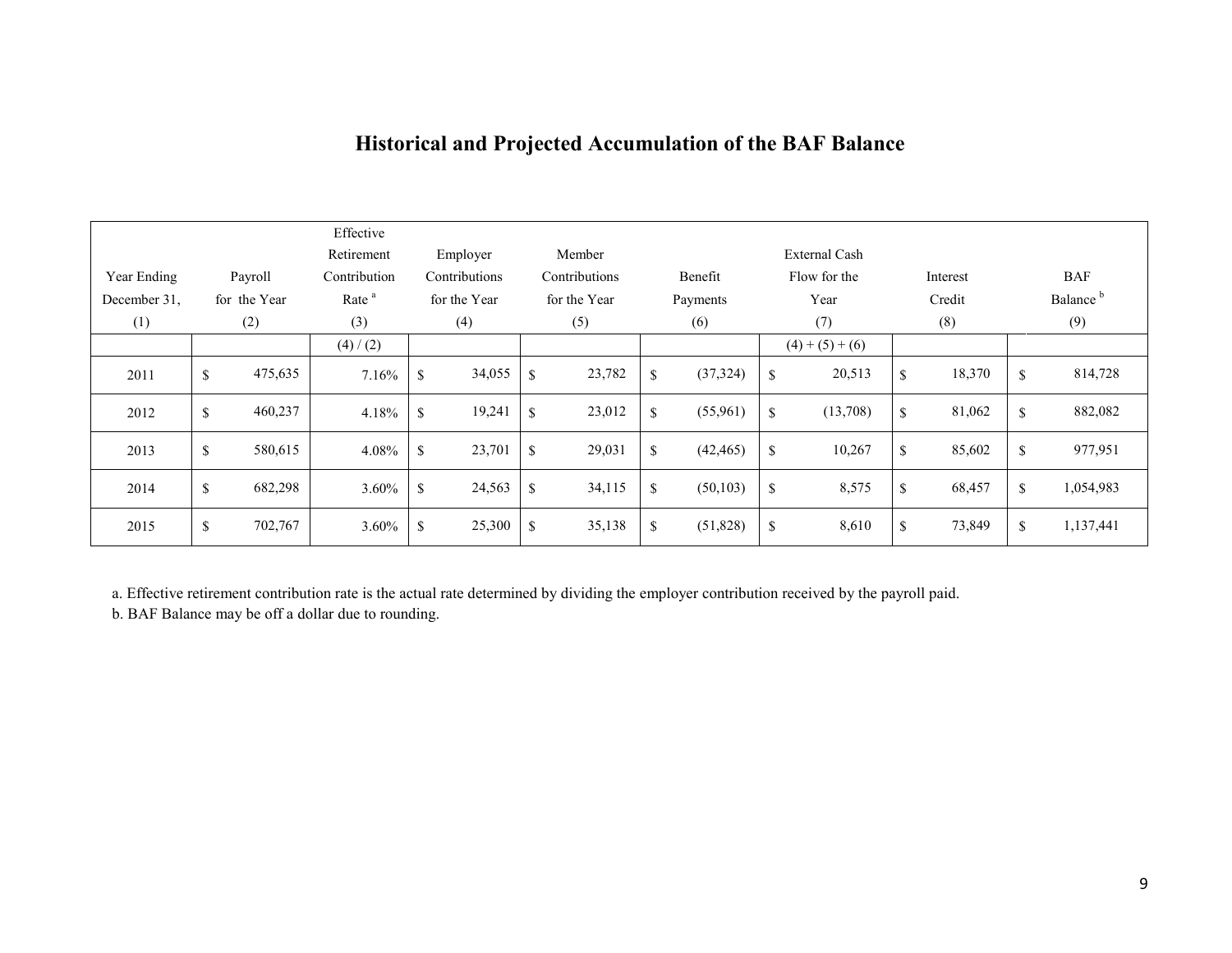## Historical and Projected Accumulation of the BAF Balance

| Year Ending December 31, (1) | Payroll for the Year (2) | Effective Retirement Contribution Rate [a] (3) | Employer Contributions for the Year (4) | Member Contributions for the Year (5) | Benefit Payments (6) | External Cash Flow for the Year (7) | Interest Credit (8) | BAF Balance [b] (9) |
|---|---|---|---|---|---|---|---|---|
| | | (4) / (2) | | | | (4) + (5) + (6) | | |
| 2011 | $ 475,635 | 7.16% | $ 34,055 | $ 23,782 | $ (37,324) | $ 20,513 | $ 18,370 | $ 814,728 |
| 2012 | $ 460,237 | 4.18% | $ 19,241 | $ 23,012 | $ (55,961) | $ (13,708) | $ 81,062 | $ 882,082 |
| 2013 | $ 580,615 | 4.08% | $ 23,701 | $ 29,031 | $ (42,465) | $ 10,267 | $ 85,602 | $ 977,951 |
| 2014 | $ 682,298 | 3.60% | $ 24,563 | $ 34,115 | $ (50,103) | $ 8,575 | $ 68,457 | $ 1,054,983 |
| 2015 | $ 702,767 | 3.60% | $ 25,300 | $ 35,138 | $ (51,828) | $ 8,610 | $ 73,849 | $ 1,137,441 |

a. Effective retirement contribution rate is the actual rate determined by dividing the employer contribution received by the payroll paid.

b. BAF Balance may be off a dollar due to rounding.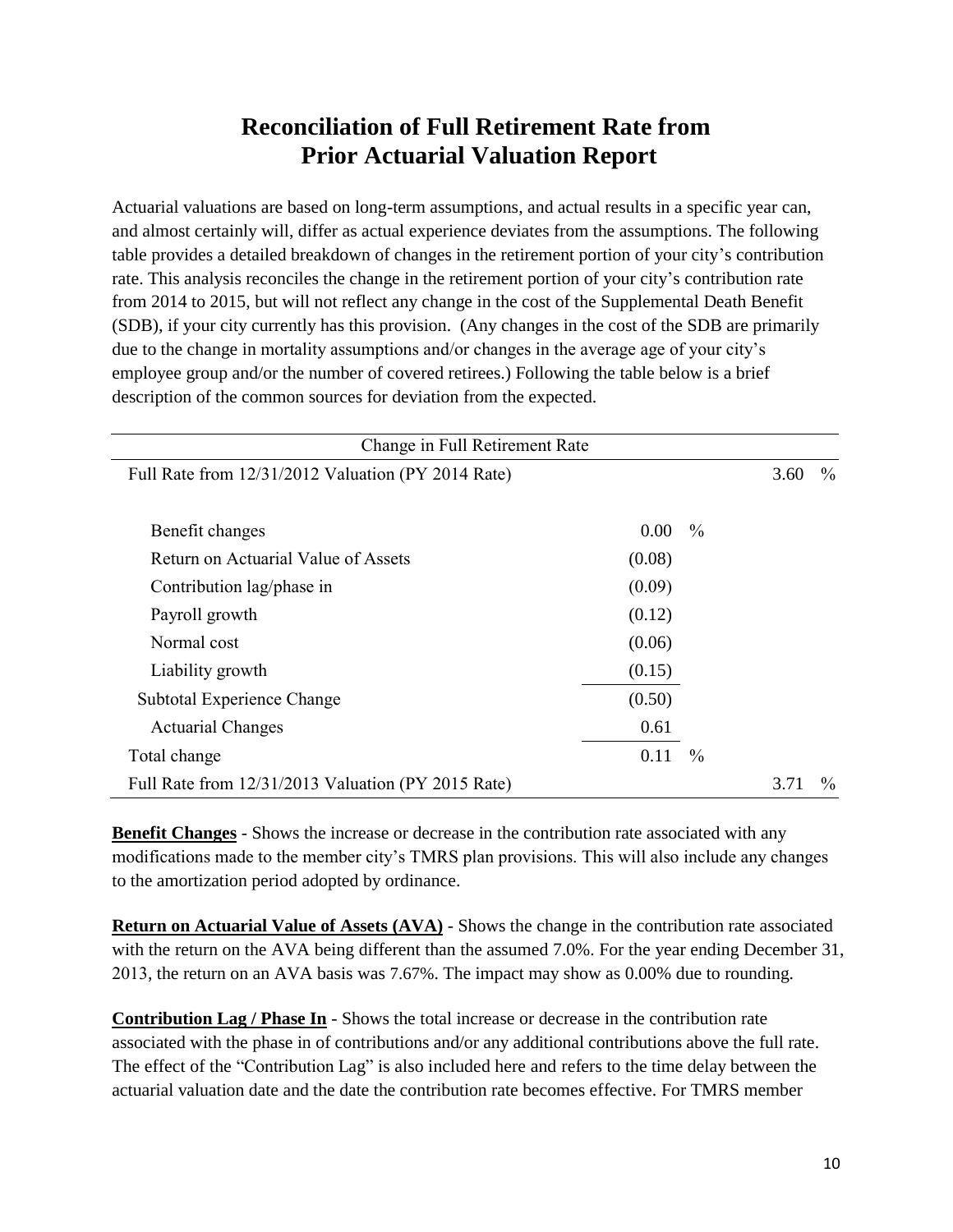# Reconciliation of Full Retirement Rate from Prior Actuarial Valuation Report

Actuarial valuations are based on long-term assumptions, and actual results in a specific year can, and almost certainly will, differ as actual experience deviates from the assumptions. The following table provides a detailed breakdown of changes in the retirement portion of your city's contribution rate. This analysis reconciles the change in the retirement portion of your city's contribution rate from 2014 to 2015, but will not reflect any change in the cost of the Supplemental Death Benefit (SDB), if your city currently has this provision. (Any changes in the cost of the SDB are primarily due to the change in mortality assumptions and/or changes in the average age of your city's employee group and/or the number of covered retirees.) Following the table below is a brief description of the common sources for deviation from the expected.

| Change in Full Retirement Rate | | |
|---|---|---|
| Full Rate from 12/31/2012 Valuation (PY 2014 Rate) | | 3.60 % |
| | | |
| Benefit changes | 0.00 % | |
| Return on Actuarial Value of Assets | (0.08) | |
| Contribution lag/phase in | (0.09) | |
| Payroll growth | (0.12) | |
| Normal cost | (0.06) | |
| Liability growth | (0.15) | |
| Subtotal Experience Change | (0.50) | |
| Actuarial Changes | 0.61 | |
| Total change | 0.11 % | |
| Full Rate from 12/31/2013 Valuation (PY 2015 Rate) | | 3.71 % |

**Benefit Changes** - Shows the increase or decrease in the contribution rate associated with any modifications made to the member city's TMRS plan provisions. This will also include any changes to the amortization period adopted by ordinance.

**Return on Actuarial Value of Assets (AVA)** - Shows the change in the contribution rate associated with the return on the AVA being different than the assumed 7.0%. For the year ending December 31, 2013, the return on an AVA basis was 7.67%. The impact may show as 0.00% due to rounding.

**Contribution Lag / Phase In** - Shows the total increase or decrease in the contribution rate associated with the phase in of contributions and/or any additional contributions above the full rate. The effect of the "Contribution Lag" is also included here and refers to the time delay between the actuarial valuation date and the date the contribution rate becomes effective. For TMRS member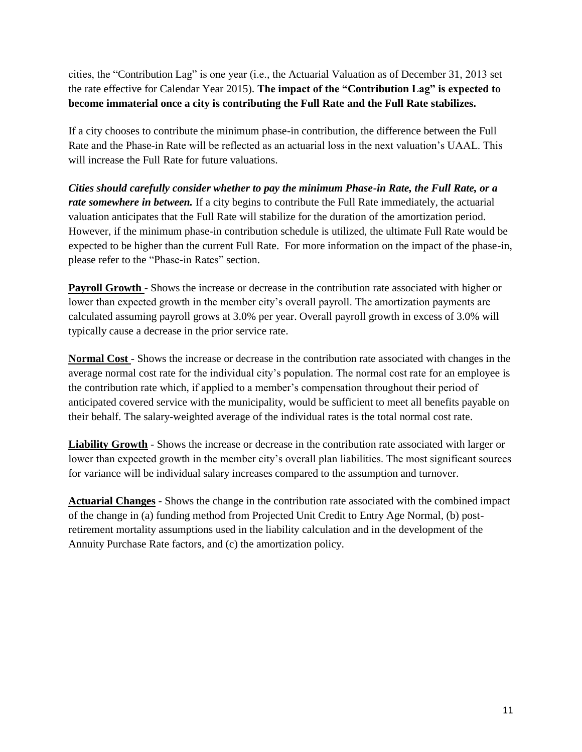cities, the "Contribution Lag" is one year (i.e., the Actuarial Valuation as of December 31, 2013 set the rate effective for Calendar Year 2015). **The impact of the "Contribution Lag" is expected to become immaterial once a city is contributing the Full Rate and the Full Rate stabilizes.**

If a city chooses to contribute the minimum phase-in contribution, the difference between the Full Rate and the Phase-in Rate will be reflected as an actuarial loss in the next valuation's UAAL. This will increase the Full Rate for future valuations.

***Cities should carefully consider whether to pay the minimum Phase-in Rate, the Full Rate, or a rate somewhere in between.*** If a city begins to contribute the Full Rate immediately, the actuarial valuation anticipates that the Full Rate will stabilize for the duration of the amortization period. However, if the minimum phase-in contribution schedule is utilized, the ultimate Full Rate would be expected to be higher than the current Full Rate. For more information on the impact of the phase-in, please refer to the "Phase-in Rates" section.

**Payroll Growth** - Shows the increase or decrease in the contribution rate associated with higher or lower than expected growth in the member city's overall payroll. The amortization payments are calculated assuming payroll grows at 3.0% per year. Overall payroll growth in excess of 3.0% will typically cause a decrease in the prior service rate.

**Normal Cost** - Shows the increase or decrease in the contribution rate associated with changes in the average normal cost rate for the individual city's population. The normal cost rate for an employee is the contribution rate which, if applied to a member's compensation throughout their period of anticipated covered service with the municipality, would be sufficient to meet all benefits payable on their behalf. The salary-weighted average of the individual rates is the total normal cost rate.

**Liability Growth** - Shows the increase or decrease in the contribution rate associated with larger or lower than expected growth in the member city's overall plan liabilities. The most significant sources for variance will be individual salary increases compared to the assumption and turnover.

**Actuarial Changes** - Shows the change in the contribution rate associated with the combined impact of the change in (a) funding method from Projected Unit Credit to Entry Age Normal, (b) post-retirement mortality assumptions used in the liability calculation and in the development of the Annuity Purchase Rate factors, and (c) the amortization policy.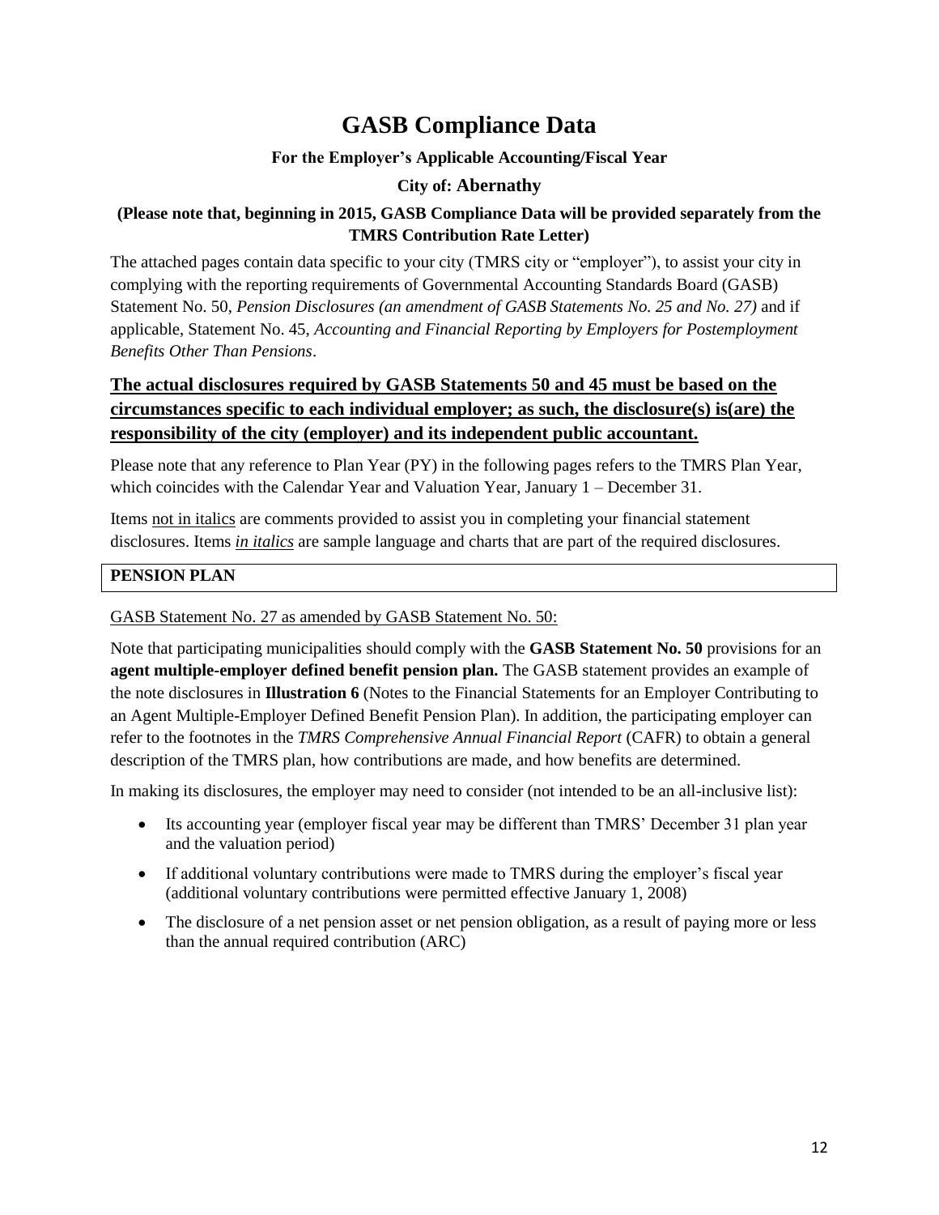# GASB Compliance Data

**For the Employer's Applicable Accounting/Fiscal Year**

**City of: Abernathy**

**(Please note that, beginning in 2015, GASB Compliance Data will be provided separately from the TMRS Contribution Rate Letter)**

The attached pages contain data specific to your city (TMRS city or "employer"), to assist your city in complying with the reporting requirements of Governmental Accounting Standards Board (GASB) Statement No. 50, *Pension Disclosures (an amendment of GASB Statements No. 25 and No. 27)* and if applicable, Statement No. 45, *Accounting and Financial Reporting by Employers for Postemployment Benefits Other Than Pensions*.

**The actual disclosures required by GASB Statements 50 and 45 must be based on the circumstances specific to each individual employer; as such, the disclosure(s) is(are) the responsibility of the city (employer) and its independent public accountant.**

Please note that any reference to Plan Year (PY) in the following pages refers to the TMRS Plan Year, which coincides with the Calendar Year and Valuation Year, January 1 – December 31.

Items not in italics are comments provided to assist you in completing your financial statement disclosures. Items *in italics* are sample language and charts that are part of the required disclosures.

## PENSION PLAN

GASB Statement No. 27 as amended by GASB Statement No. 50:

Note that participating municipalities should comply with the **GASB Statement No. 50** provisions for an **agent multiple-employer defined benefit pension plan.** The GASB statement provides an example of the note disclosures in **Illustration 6** (Notes to the Financial Statements for an Employer Contributing to an Agent Multiple-Employer Defined Benefit Pension Plan). In addition, the participating employer can refer to the footnotes in the *TMRS Comprehensive Annual Financial Report* (CAFR) to obtain a general description of the TMRS plan, how contributions are made, and how benefits are determined.

In making its disclosures, the employer may need to consider (not intended to be an all-inclusive list):

- Its accounting year (employer fiscal year may be different than TMRS' December 31 plan year and the valuation period)
- If additional voluntary contributions were made to TMRS during the employer's fiscal year (additional voluntary contributions were permitted effective January 1, 2008)
- The disclosure of a net pension asset or net pension obligation, as a result of paying more or less than the annual required contribution (ARC)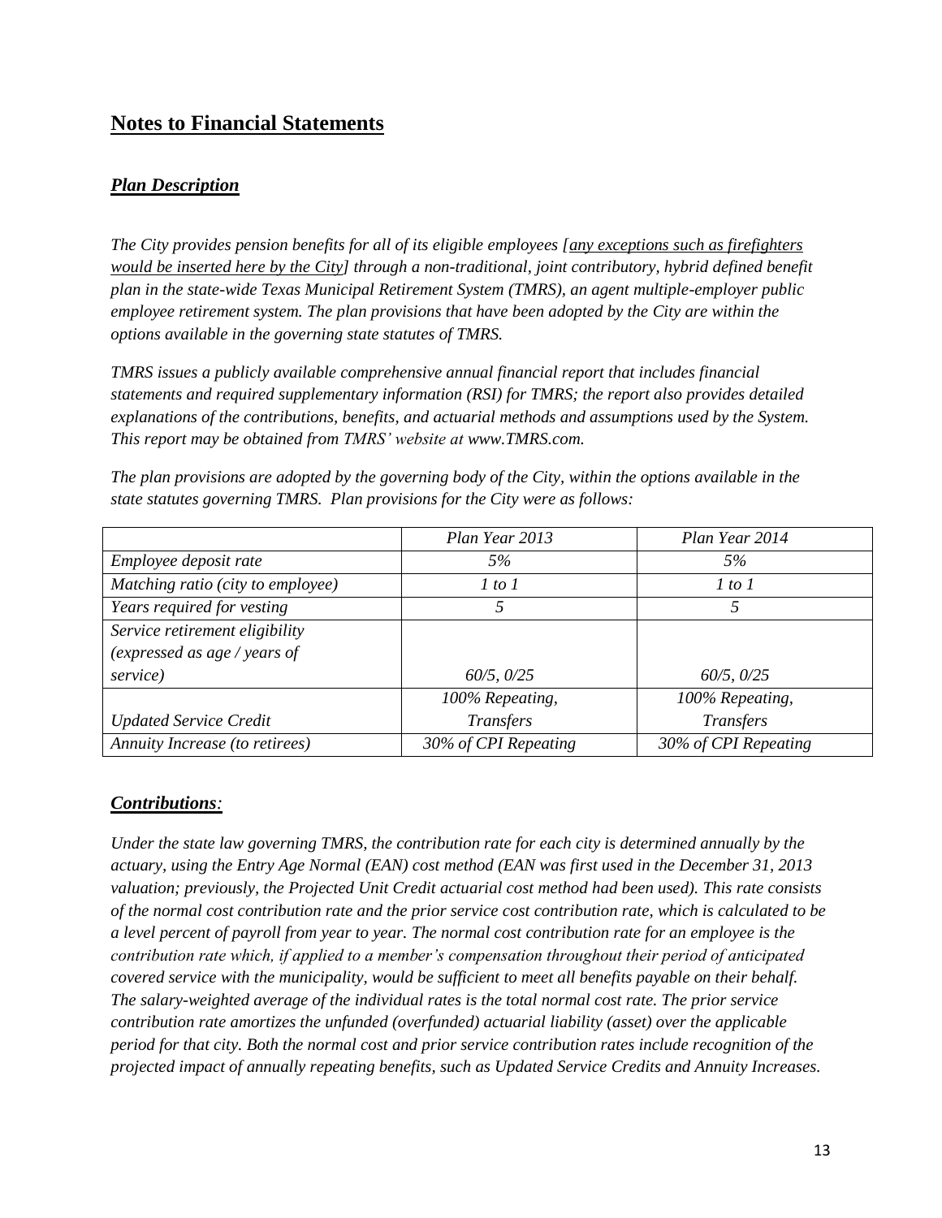## Notes to Financial Statements

### ***Plan Description***

*The City provides pension benefits for all of its eligible employees [<u>any exceptions such as firefighters would be inserted here by the City</u>] through a non-traditional, joint contributory, hybrid defined benefit plan in the state-wide Texas Municipal Retirement System (TMRS), an agent multiple-employer public employee retirement system. The plan provisions that have been adopted by the City are within the options available in the governing state statutes of TMRS.*

*TMRS issues a publicly available comprehensive annual financial report that includes financial statements and required supplementary information (RSI) for TMRS; the report also provides detailed explanations of the contributions, benefits, and actuarial methods and assumptions used by the System. This report may be obtained from TMRS' website at www.TMRS.com.*

*The plan provisions are adopted by the governing body of the City, within the options available in the state statutes governing TMRS. Plan provisions for the City were as follows:*

| | *Plan Year 2013* | *Plan Year 2014* |
|---|---|---|
| *Employee deposit rate* | *5%* | *5%* |
| *Matching ratio (city to employee)* | *1 to 1* | *1 to 1* |
| *Years required for vesting* | *5* | *5* |
| *Service retirement eligibility (expressed as age / years of service)* | *60/5, 0/25* | *60/5, 0/25* |
| *Updated Service Credit* | *100% Repeating, Transfers* | *100% Repeating, Transfers* |
| *Annuity Increase (to retirees)* | *30% of CPI Repeating* | *30% of CPI Repeating* |

### ***Contributions:***

*Under the state law governing TMRS, the contribution rate for each city is determined annually by the actuary, using the Entry Age Normal (EAN) cost method (EAN was first used in the December 31, 2013 valuation; previously, the Projected Unit Credit actuarial cost method had been used). This rate consists of the normal cost contribution rate and the prior service cost contribution rate, which is calculated to be a level percent of payroll from year to year. The normal cost contribution rate for an employee is the contribution rate which, if applied to a member's compensation throughout their period of anticipated covered service with the municipality, would be sufficient to meet all benefits payable on their behalf. The salary-weighted average of the individual rates is the total normal cost rate. The prior service contribution rate amortizes the unfunded (overfunded) actuarial liability (asset) over the applicable period for that city. Both the normal cost and prior service contribution rates include recognition of the projected impact of annually repeating benefits, such as Updated Service Credits and Annuity Increases.*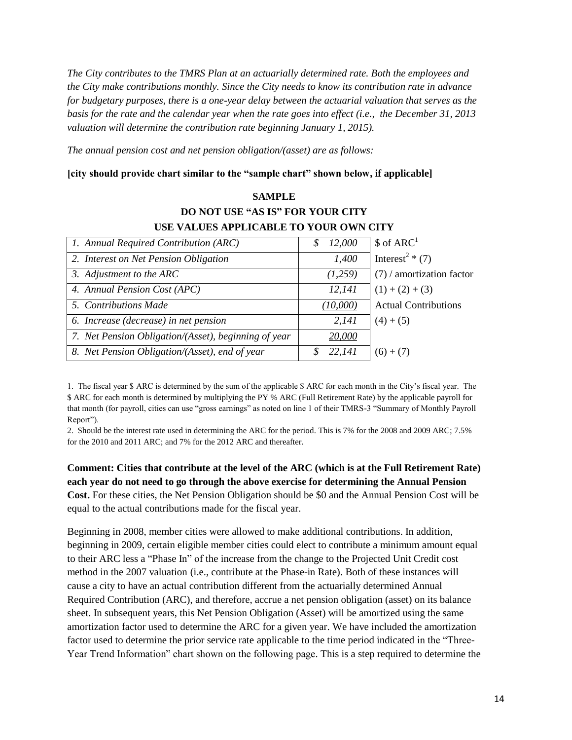*The City contributes to the TMRS Plan at an actuarially determined rate. Both the employees and the City make contributions monthly. Since the City needs to know its contribution rate in advance for budgetary purposes, there is a one-year delay between the actuarial valuation that serves as the basis for the rate and the calendar year when the rate goes into effect (i.e., the December 31, 2013 valuation will determine the contribution rate beginning January 1, 2015).*

*The annual pension cost and net pension obligation/(asset) are as follows:*

**[city should provide chart similar to the "sample chart" shown below, if applicable]**

**SAMPLE**
**DO NOT USE "AS IS" FOR YOUR CITY**
**USE VALUES APPLICABLE TO YOUR OWN CITY**

| | | |
|---|---|---|
| *1. Annual Required Contribution (ARC)* | *$ 12,000* | $ of ARC[1] |
| *2. Interest on Net Pension Obligation* | *1,400* | Interest[2] * (7) |
| *3. Adjustment to the ARC* | *(1,259)* | (7) / amortization factor |
| *4. Annual Pension Cost (APC)* | *12,141* | (1) + (2) + (3) |
| *5. Contributions Made* | *(10,000)* | Actual Contributions |
| *6. Increase (decrease) in net pension* | *2,141* | (4) + (5) |
| *7. Net Pension Obligation/(Asset), beginning of year* | *20,000* | |
| *8. Net Pension Obligation/(Asset), end of year* | *$ 22,141* | (6) + (7) |

1. The fiscal year $ ARC is determined by the sum of the applicable $ ARC for each month in the City's fiscal year. The $ ARC for each month is determined by multiplying the PY % ARC (Full Retirement Rate) by the applicable payroll for that month (for payroll, cities can use "gross earnings" as noted on line 1 of their TMRS-3 "Summary of Monthly Payroll Report").

2. Should be the interest rate used in determining the ARC for the period. This is 7% for the 2008 and 2009 ARC; 7.5% for the 2010 and 2011 ARC; and 7% for the 2012 ARC and thereafter.

**Comment: Cities that contribute at the level of the ARC (which is at the Full Retirement Rate) each year do not need to go through the above exercise for determining the Annual Pension Cost.** For these cities, the Net Pension Obligation should be $0 and the Annual Pension Cost will be equal to the actual contributions made for the fiscal year.

Beginning in 2008, member cities were allowed to make additional contributions. In addition, beginning in 2009, certain eligible member cities could elect to contribute a minimum amount equal to their ARC less a "Phase In" of the increase from the change to the Projected Unit Credit cost method in the 2007 valuation (i.e., contribute at the Phase-in Rate). Both of these instances will cause a city to have an actual contribution different from the actuarially determined Annual Required Contribution (ARC), and therefore, accrue a net pension obligation (asset) on its balance sheet. In subsequent years, this Net Pension Obligation (Asset) will be amortized using the same amortization factor used to determine the ARC for a given year. We have included the amortization factor used to determine the prior service rate applicable to the time period indicated in the "Three-Year Trend Information" chart shown on the following page. This is a step required to determine the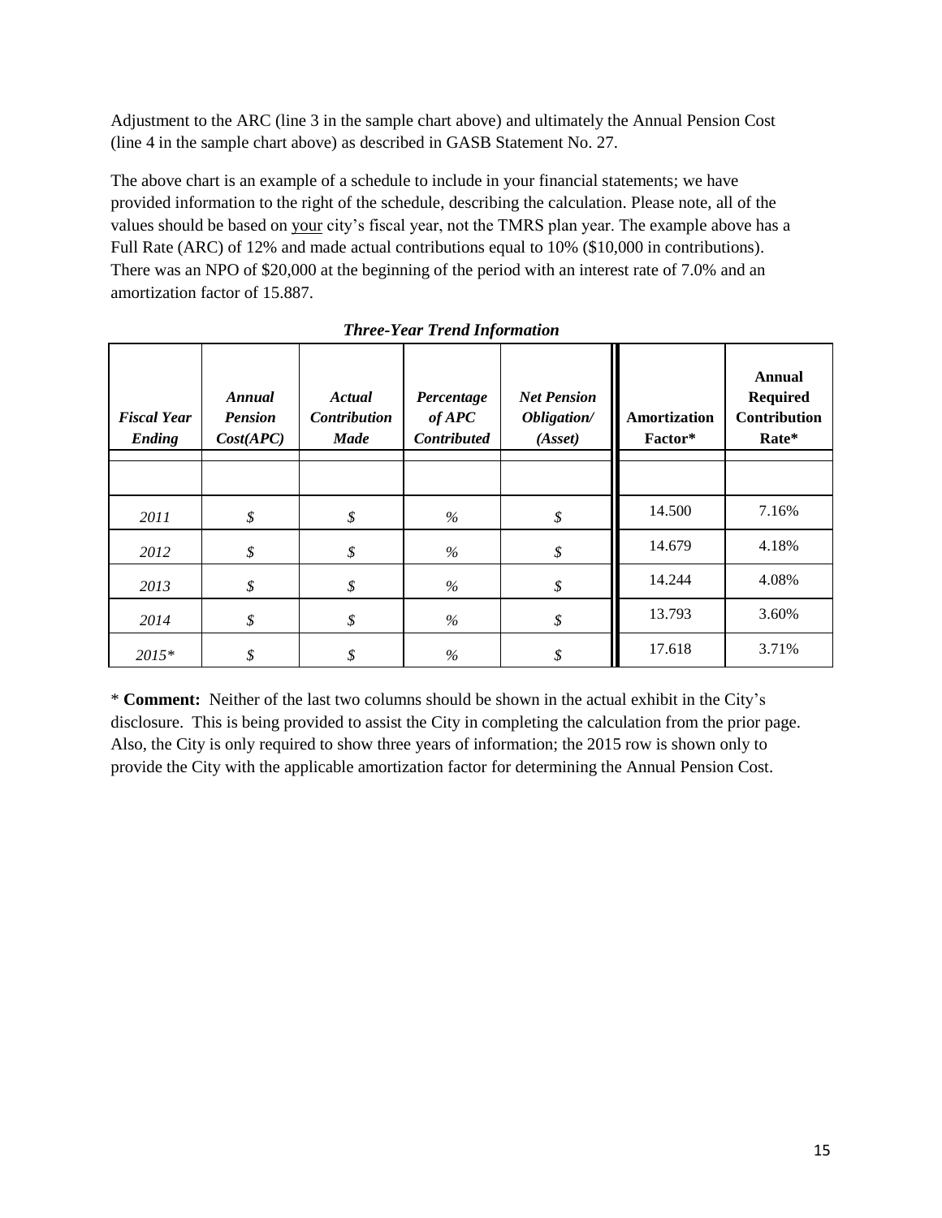Adjustment to the ARC (line 3 in the sample chart above) and ultimately the Annual Pension Cost (line 4 in the sample chart above) as described in GASB Statement No. 27.

The above chart is an example of a schedule to include in your financial statements; we have provided information to the right of the schedule, describing the calculation. Please note, all of the values should be based on your city's fiscal year, not the TMRS plan year. The example above has a Full Rate (ARC) of 12% and made actual contributions equal to 10% ($10,000 in contributions). There was an NPO of $20,000 at the beginning of the period with an interest rate of 7.0% and an amortization factor of 15.887.

***Three-Year Trend Information***

| *Fiscal Year Ending* | *Annual Pension Cost(APC)* | *Actual Contribution Made* | *Percentage of APC Contributed* | *Net Pension Obligation/ (Asset)* | **Amortization Factor*** | **Annual Required Contribution Rate*** |
|---|---|---|---|---|---|---|
| | | | | | | |
| *2011* | *$* | *$* | *%* | *$* | 14.500 | 7.16% |
| *2012* | *$* | *$* | *%* | *$* | 14.679 | 4.18% |
| *2013* | *$* | *$* | *%* | *$* | 14.244 | 4.08% |
| *2014* | *$* | *$* | *%* | *$* | 13.793 | 3.60% |
| *2015** | *$* | *$* | *%* | *$* | 17.618 | 3.71% |

* **Comment:** Neither of the last two columns should be shown in the actual exhibit in the City's disclosure. This is being provided to assist the City in completing the calculation from the prior page. Also, the City is only required to show three years of information; the 2015 row is shown only to provide the City with the applicable amortization factor for determining the Annual Pension Cost.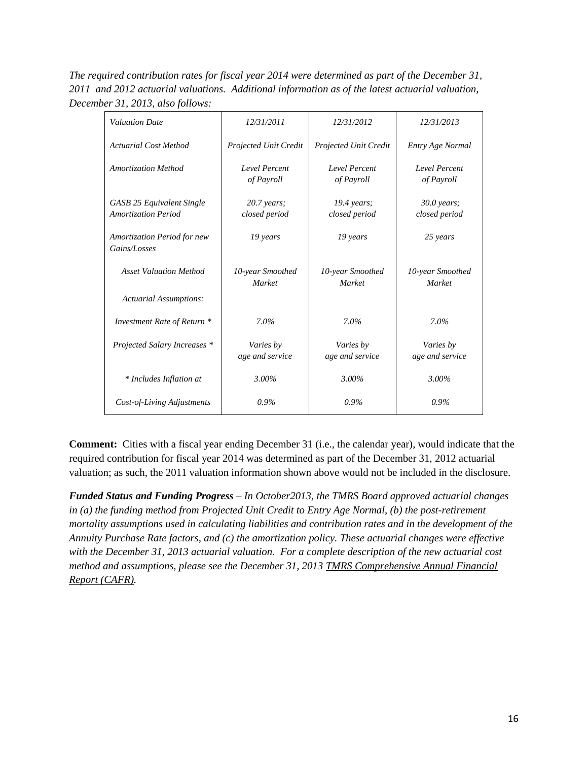*The required contribution rates for fiscal year 2014 were determined as part of the December 31, 2011 and 2012 actuarial valuations. Additional information as of the latest actuarial valuation, December 31, 2013, also follows:*

| *Valuation Date* | *12/31/2011* | *12/31/2012* | *12/31/2013* |
|---|---|---|---|
| *Actuarial Cost Method* | *Projected Unit Credit* | *Projected Unit Credit* | *Entry Age Normal* |
| *Amortization Method* | *Level Percent of Payroll* | *Level Percent of Payroll* | *Level Percent of Payroll* |
| *GASB 25 Equivalent Single Amortization Period* | *20.7 years; closed period* | *19.4 years; closed period* | *30.0 years; closed period* |
| *Amortization Period for new Gains/Losses* | *19 years* | *19 years* | *25 years* |
| *Asset Valuation Method* | *10-year Smoothed Market* | *10-year Smoothed Market* | *10-year Smoothed Market* |
| *Actuarial Assumptions:* | | | |
| *Investment Rate of Return \** | *7.0%* | *7.0%* | *7.0%* |
| *Projected Salary Increases \** | *Varies by age and service* | *Varies by age and service* | *Varies by age and service* |
| *\* Includes Inflation at* | *3.00%* | *3.00%* | *3.00%* |
| *Cost-of-Living Adjustments* | *0.9%* | *0.9%* | *0.9%* |

**Comment:** Cities with a fiscal year ending December 31 (i.e., the calendar year), would indicate that the required contribution for fiscal year 2014 was determined as part of the December 31, 2012 actuarial valuation; as such, the 2011 valuation information shown above would not be included in the disclosure.

***Funded Status and Funding Progress*** *– In October2013, the TMRS Board approved actuarial changes in (a) the funding method from Projected Unit Credit to Entry Age Normal, (b) the post-retirement mortality assumptions used in calculating liabilities and contribution rates and in the development of the Annuity Purchase Rate factors, and (c) the amortization policy. These actuarial changes were effective with the December 31, 2013 actuarial valuation. For a complete description of the new actuarial cost method and assumptions, please see the December 31, 2013 TMRS Comprehensive Annual Financial Report (CAFR).*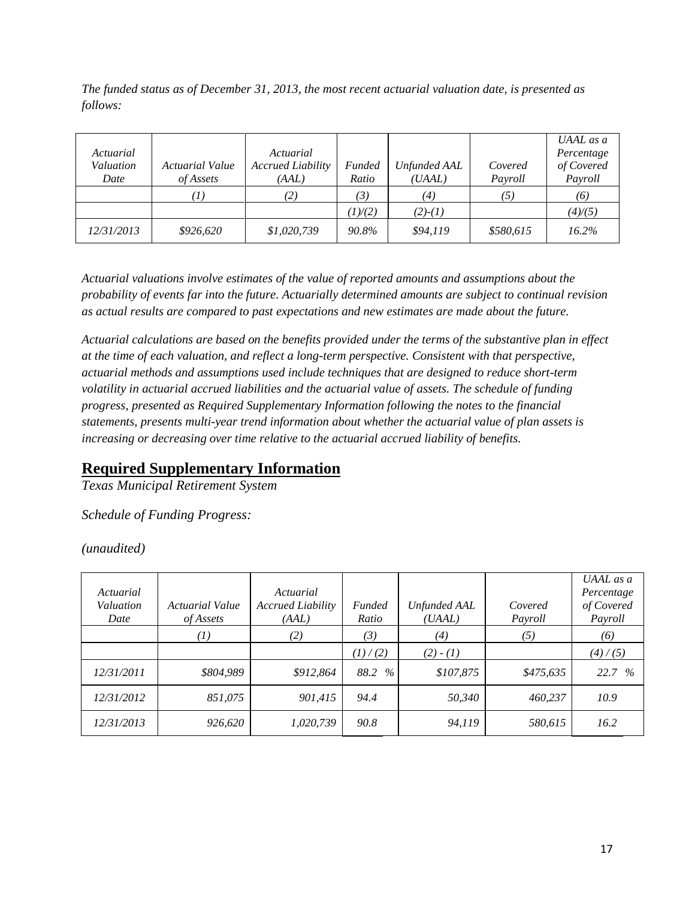*The funded status as of December 31, 2013, the most recent actuarial valuation date, is presented as follows:*

| *Actuarial Valuation Date* | *Actuarial Value of Assets* | *Actuarial Accrued Liability (AAL)* | *Funded Ratio* | *Unfunded AAL (UAAL)* | *Covered Payroll* | *UAAL as a Percentage of Covered Payroll* |
|---|---|---|---|---|---|---|
| | *(1)* | *(2)* | *(3)* | *(4)* | *(5)* | *(6)* |
| | | | *(1)/(2)* | *(2)-(1)* | | *(4)/(5)* |
| *12/31/2013* | *$926,620* | *$1,020,739* | *90.8%* | *$94,119* | *$580,615* | *16.2%* |

*Actuarial valuations involve estimates of the value of reported amounts and assumptions about the probability of events far into the future. Actuarially determined amounts are subject to continual revision as actual results are compared to past expectations and new estimates are made about the future.*

*Actuarial calculations are based on the benefits provided under the terms of the substantive plan in effect at the time of each valuation, and reflect a long-term perspective. Consistent with that perspective, actuarial methods and assumptions used include techniques that are designed to reduce short-term volatility in actuarial accrued liabilities and the actuarial value of assets. The schedule of funding progress, presented as Required Supplementary Information following the notes to the financial statements, presents multi-year trend information about whether the actuarial value of plan assets is increasing or decreasing over time relative to the actuarial accrued liability of benefits.*

## Required Supplementary Information

*Texas Municipal Retirement System*

*Schedule of Funding Progress:*

*(unaudited)*

| *Actuarial Valuation Date* | *Actuarial Value of Assets* | *Actuarial Accrued Liability (AAL)* | *Funded Ratio* | *Unfunded AAL (UAAL)* | *Covered Payroll* | *UAAL as a Percentage of Covered Payroll* |
|---|---|---|---|---|---|---|
| | *(1)* | *(2)* | *(3)* | *(4)* | *(5)* | *(6)* |
| | | | *(1) / (2)* | *(2) - (1)* | | *(4) / (5)* |
| *12/31/2011* | *$804,989* | *$912,864* | *88.2 %* | *$107,875* | *$475,635* | *22.7 %* |
| *12/31/2012* | *851,075* | *901,415* | *94.4* | *50,340* | *460,237* | *10.9* |
| *12/31/2013* | *926,620* | *1,020,739* | *90.8* | *94,119* | *580,615* | *16.2* |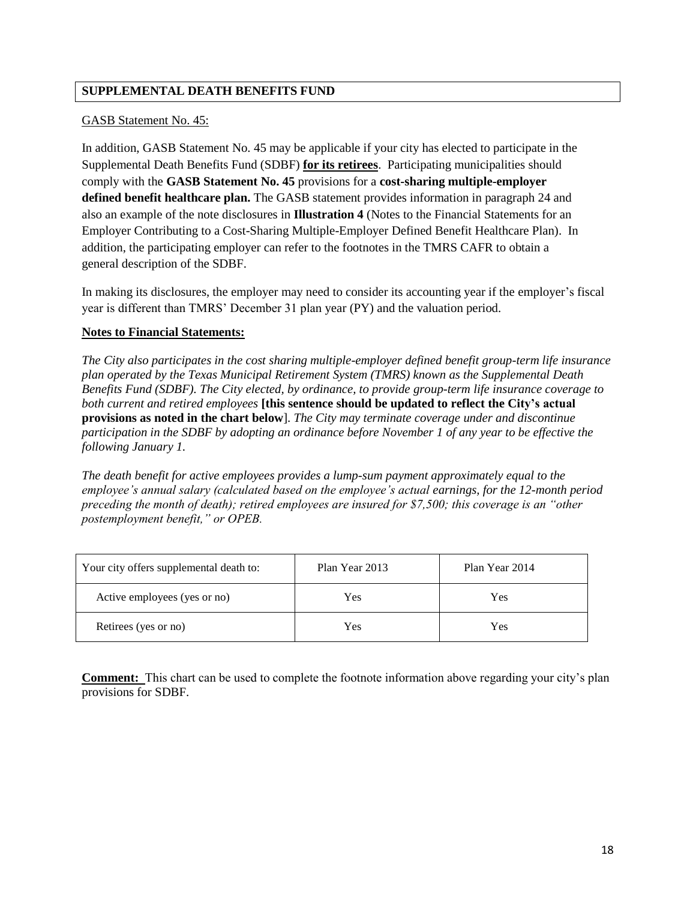## SUPPLEMENTAL DEATH BENEFITS FUND

GASB Statement No. 45:

In addition, GASB Statement No. 45 may be applicable if your city has elected to participate in the Supplemental Death Benefits Fund (SDBF) **for its retirees**. Participating municipalities should comply with the **GASB Statement No. 45** provisions for a **cost-sharing multiple-employer defined benefit healthcare plan.** The GASB statement provides information in paragraph 24 and also an example of the note disclosures in **Illustration 4** (Notes to the Financial Statements for an Employer Contributing to a Cost-Sharing Multiple-Employer Defined Benefit Healthcare Plan). In addition, the participating employer can refer to the footnotes in the TMRS CAFR to obtain a general description of the SDBF.

In making its disclosures, the employer may need to consider its accounting year if the employer's fiscal year is different than TMRS' December 31 plan year (PY) and the valuation period.

**Notes to Financial Statements:**

*The City also participates in the cost sharing multiple-employer defined benefit group-term life insurance plan operated by the Texas Municipal Retirement System (TMRS) known as the Supplemental Death Benefits Fund (SDBF). The City elected, by ordinance, to provide group-term life insurance coverage to both current and retired employees* **[this sentence should be updated to reflect the City's actual provisions as noted in the chart below**]. *The City may terminate coverage under and discontinue participation in the SDBF by adopting an ordinance before November 1 of any year to be effective the following January 1.*

*The death benefit for active employees provides a lump-sum payment approximately equal to the employee's annual salary (calculated based on the employee's actual earnings, for the 12-month period preceding the month of death); retired employees are insured for $7,500; this coverage is an "other postemployment benefit," or OPEB.*

| Your city offers supplemental death to: | Plan Year 2013 | Plan Year 2014 |
|---|---|---|
| Active employees (yes or no) | Yes | Yes |
| Retirees (yes or no) | Yes | Yes |

**Comment:** This chart can be used to complete the footnote information above regarding your city's plan provisions for SDBF.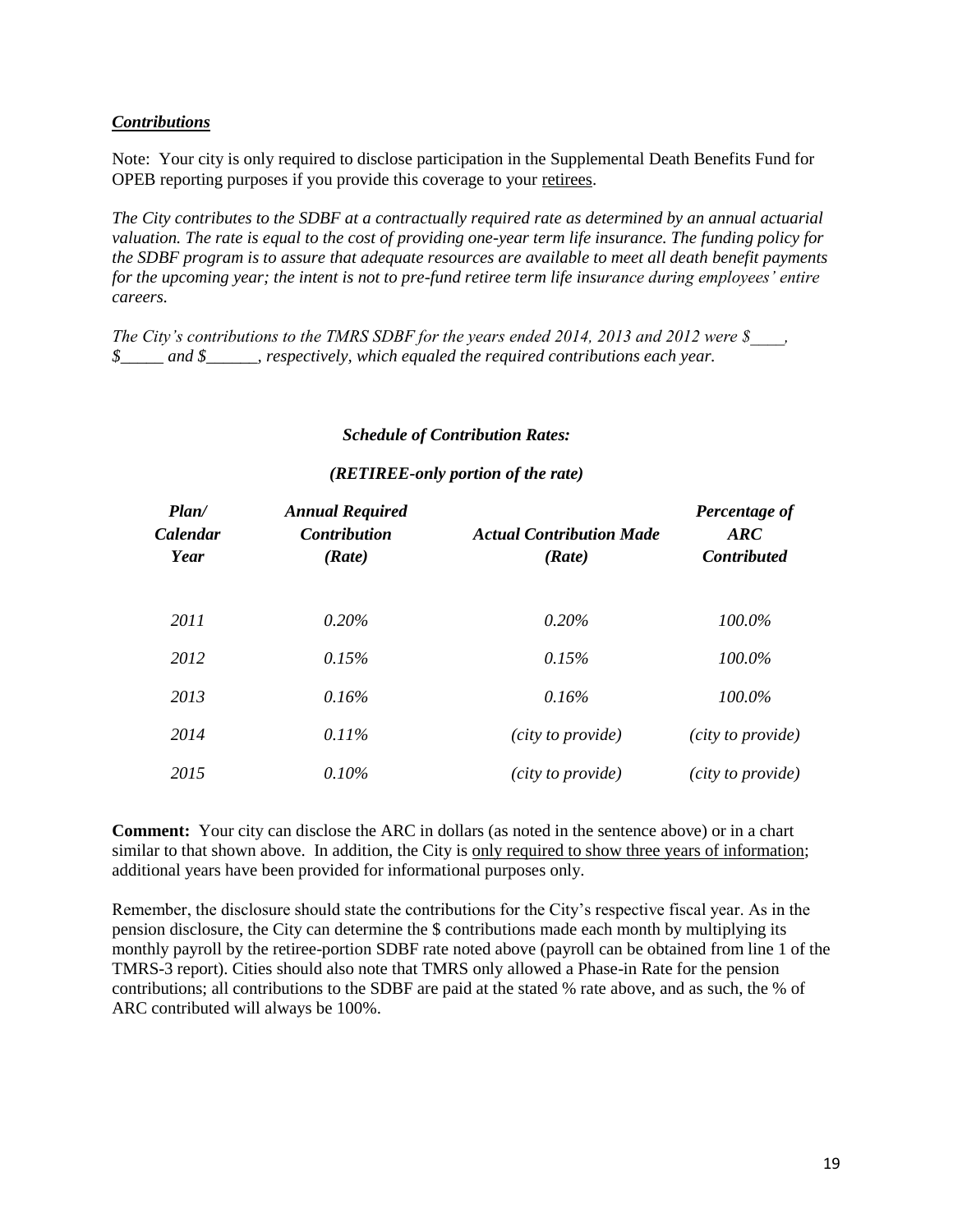***Contributions***

Note: Your city is only required to disclose participation in the Supplemental Death Benefits Fund for OPEB reporting purposes if you provide this coverage to your retirees.

*The City contributes to the SDBF at a contractually required rate as determined by an annual actuarial valuation. The rate is equal to the cost of providing one-year term life insurance. The funding policy for the SDBF program is to assure that adequate resources are available to meet all death benefit payments for the upcoming year; the intent is not to pre-fund retiree term life insurance during employees' entire careers.*

*The City's contributions to the TMRS SDBF for the years ended 2014, 2013 and 2012 were $____, $_____ and $______, respectively, which equaled the required contributions each year.*

***Schedule of Contribution Rates:***

***(RETIREE-only portion of the rate)***

| *Plan/ Calendar Year* | *Annual Required Contribution (Rate)* | *Actual Contribution Made (Rate)* | *Percentage of ARC Contributed* |
|---|---|---|---|
| *2011* | *0.20%* | *0.20%* | *100.0%* |
| *2012* | *0.15%* | *0.15%* | *100.0%* |
| *2013* | *0.16%* | *0.16%* | *100.0%* |
| *2014* | *0.11%* | *(city to provide)* | *(city to provide)* |
| *2015* | *0.10%* | *(city to provide)* | *(city to provide)* |

**Comment:** Your city can disclose the ARC in dollars (as noted in the sentence above) or in a chart similar to that shown above. In addition, the City is only required to show three years of information; additional years have been provided for informational purposes only.

Remember, the disclosure should state the contributions for the City's respective fiscal year. As in the pension disclosure, the City can determine the $ contributions made each month by multiplying its monthly payroll by the retiree-portion SDBF rate noted above (payroll can be obtained from line 1 of the TMRS-3 report). Cities should also note that TMRS only allowed a Phase-in Rate for the pension contributions; all contributions to the SDBF are paid at the stated % rate above, and as such, the % of ARC contributed will always be 100%.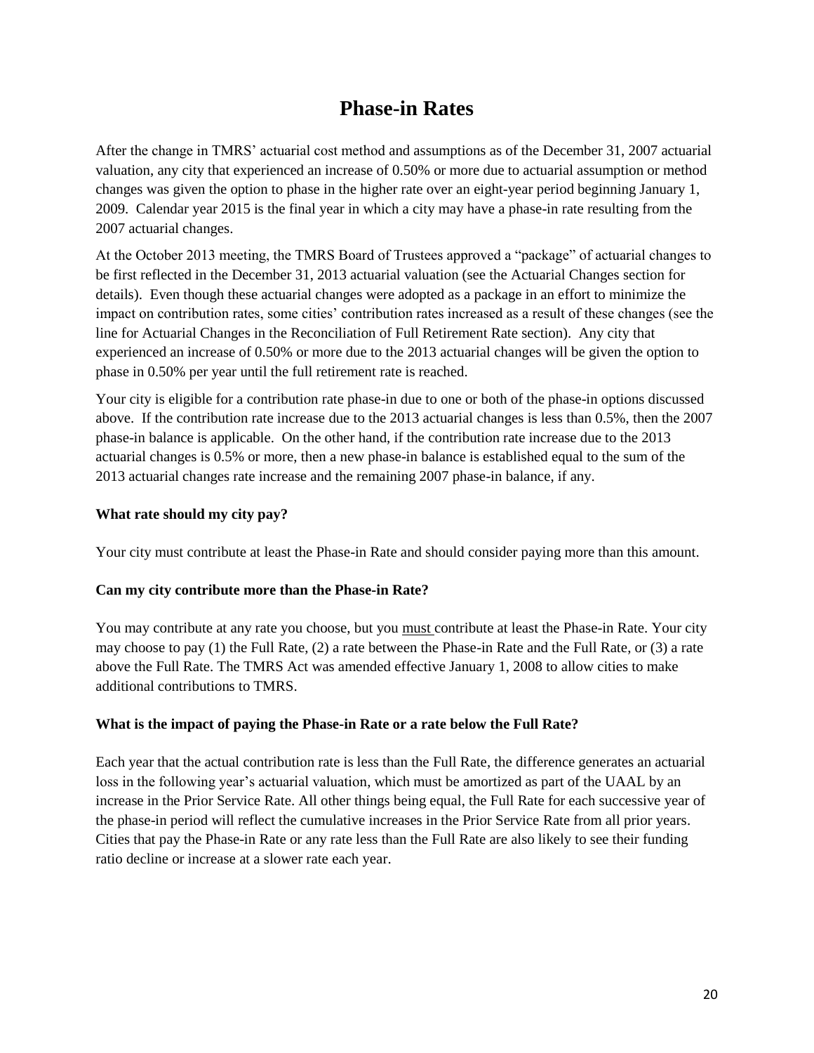# Phase-in Rates

After the change in TMRS' actuarial cost method and assumptions as of the December 31, 2007 actuarial valuation, any city that experienced an increase of 0.50% or more due to actuarial assumption or method changes was given the option to phase in the higher rate over an eight-year period beginning January 1, 2009. Calendar year 2015 is the final year in which a city may have a phase-in rate resulting from the 2007 actuarial changes.

At the October 2013 meeting, the TMRS Board of Trustees approved a "package" of actuarial changes to be first reflected in the December 31, 2013 actuarial valuation (see the Actuarial Changes section for details). Even though these actuarial changes were adopted as a package in an effort to minimize the impact on contribution rates, some cities' contribution rates increased as a result of these changes (see the line for Actuarial Changes in the Reconciliation of Full Retirement Rate section). Any city that experienced an increase of 0.50% or more due to the 2013 actuarial changes will be given the option to phase in 0.50% per year until the full retirement rate is reached.

Your city is eligible for a contribution rate phase-in due to one or both of the phase-in options discussed above. If the contribution rate increase due to the 2013 actuarial changes is less than 0.5%, then the 2007 phase-in balance is applicable. On the other hand, if the contribution rate increase due to the 2013 actuarial changes is 0.5% or more, then a new phase-in balance is established equal to the sum of the 2013 actuarial changes rate increase and the remaining 2007 phase-in balance, if any.

**What rate should my city pay?**

Your city must contribute at least the Phase-in Rate and should consider paying more than this amount.

**Can my city contribute more than the Phase-in Rate?**

You may contribute at any rate you choose, but you must contribute at least the Phase-in Rate. Your city may choose to pay (1) the Full Rate, (2) a rate between the Phase-in Rate and the Full Rate, or (3) a rate above the Full Rate. The TMRS Act was amended effective January 1, 2008 to allow cities to make additional contributions to TMRS.

**What is the impact of paying the Phase-in Rate or a rate below the Full Rate?**

Each year that the actual contribution rate is less than the Full Rate, the difference generates an actuarial loss in the following year's actuarial valuation, which must be amortized as part of the UAAL by an increase in the Prior Service Rate. All other things being equal, the Full Rate for each successive year of the phase-in period will reflect the cumulative increases in the Prior Service Rate from all prior years. Cities that pay the Phase-in Rate or any rate less than the Full Rate are also likely to see their funding ratio decline or increase at a slower rate each year.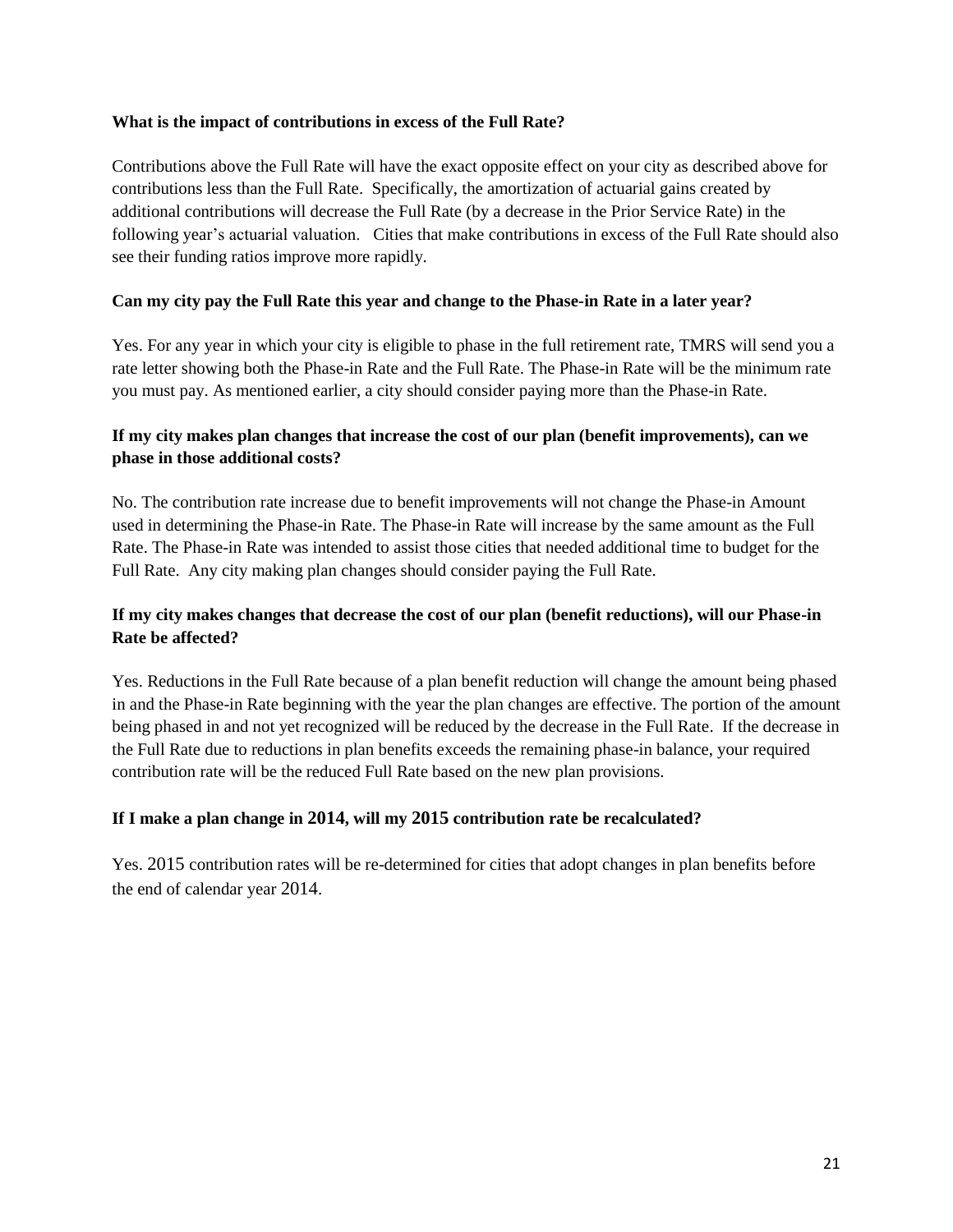**What is the impact of contributions in excess of the Full Rate?**

Contributions above the Full Rate will have the exact opposite effect on your city as described above for contributions less than the Full Rate. Specifically, the amortization of actuarial gains created by additional contributions will decrease the Full Rate (by a decrease in the Prior Service Rate) in the following year's actuarial valuation. Cities that make contributions in excess of the Full Rate should also see their funding ratios improve more rapidly.

**Can my city pay the Full Rate this year and change to the Phase-in Rate in a later year?**

Yes. For any year in which your city is eligible to phase in the full retirement rate, TMRS will send you a rate letter showing both the Phase-in Rate and the Full Rate. The Phase-in Rate will be the minimum rate you must pay. As mentioned earlier, a city should consider paying more than the Phase-in Rate.

**If my city makes plan changes that increase the cost of our plan (benefit improvements), can we phase in those additional costs?**

No. The contribution rate increase due to benefit improvements will not change the Phase-in Amount used in determining the Phase-in Rate. The Phase-in Rate will increase by the same amount as the Full Rate. The Phase-in Rate was intended to assist those cities that needed additional time to budget for the Full Rate. Any city making plan changes should consider paying the Full Rate.

**If my city makes changes that decrease the cost of our plan (benefit reductions), will our Phase-in Rate be affected?**

Yes. Reductions in the Full Rate because of a plan benefit reduction will change the amount being phased in and the Phase-in Rate beginning with the year the plan changes are effective. The portion of the amount being phased in and not yet recognized will be reduced by the decrease in the Full Rate. If the decrease in the Full Rate due to reductions in plan benefits exceeds the remaining phase-in balance, your required contribution rate will be the reduced Full Rate based on the new plan provisions.

**If I make a plan change in 2014, will my 2015 contribution rate be recalculated?**

Yes. 2015 contribution rates will be re-determined for cities that adopt changes in plan benefits before the end of calendar year 2014.